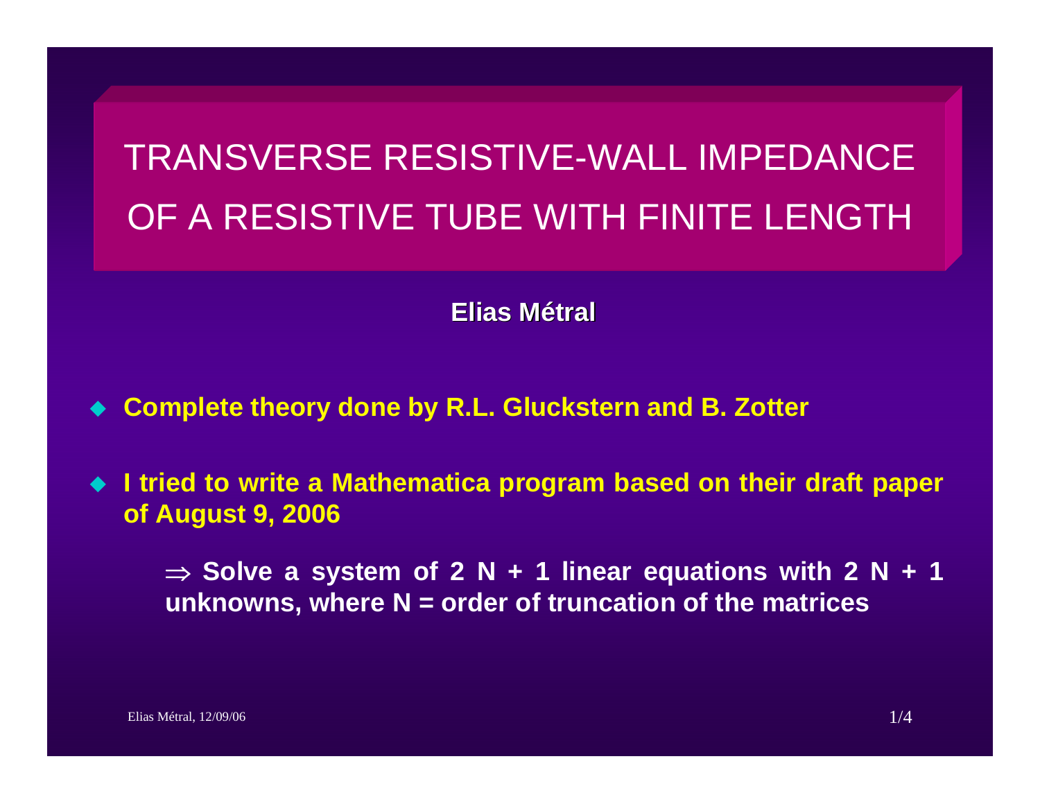# TRANSVERSE RESISTIVE-WALL IMPEDANCE OF A RESISTIVE TUBE WITH FINITE LENGTH

**Elias Métral**

- **Complete theory done by R.L. Gluckstern and B. Zotter**

- **I tried to write a Mathematica program based on their draft paper of August 9, 2006**

  $\Rightarrow$ **Solve a system of 2 N + 1 linear equations with 2 N + 1 unknowns, where N = order of truncation of the matrices**

Elias Métral, 12/09/06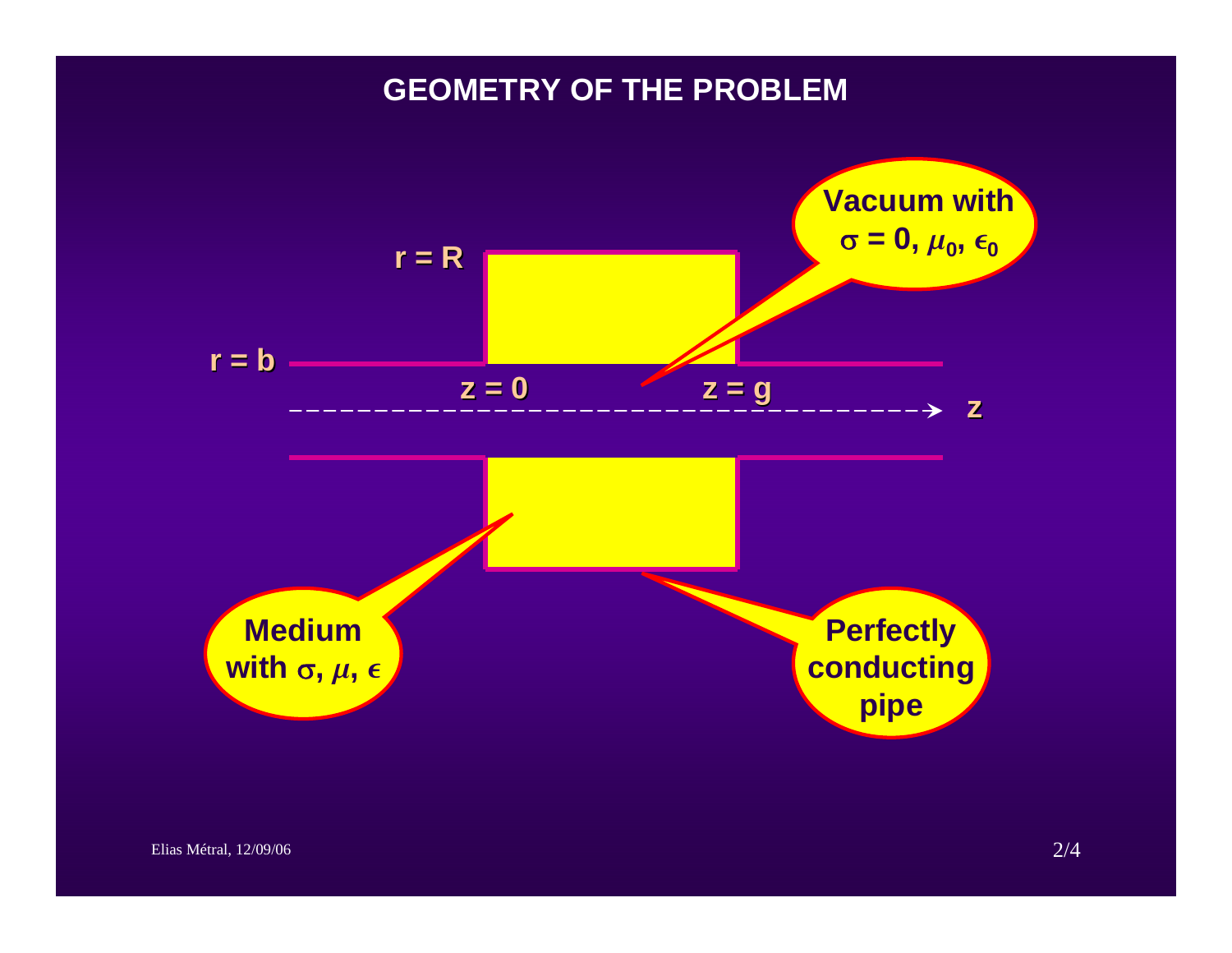# GEOMETRY OF THE PROBLEM

$r = R$

$r = b$

$z = 0$

$z = g$

$z$

**Vacuum with $\sigma = 0$, $\mu_0$, $\epsilon_0$**

**Medium with $\sigma$, $\mu$, $\epsilon$**

**Perfectly conducting pipe**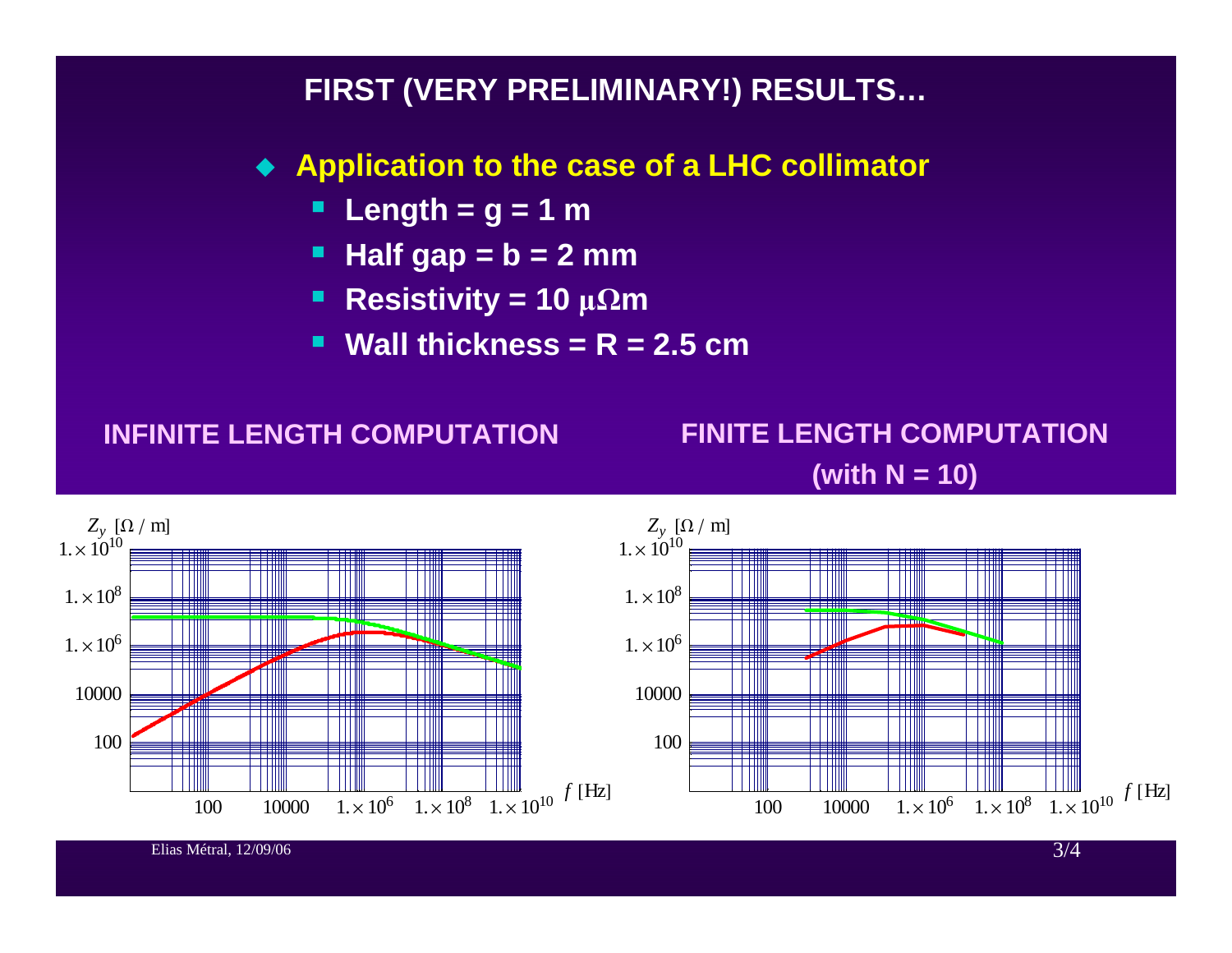# FIRST (VERY PRELIMINARY!) RESULTS…

- **Application to the case of a LHC collimator**
  - **Length = g = 1 m**
  - **Half gap = b = 2 mm**
  - **Resistivity = 10 μΩm**
  - **Wall thickness = R = 2.5 cm**

**INFINITE LENGTH COMPUTATION**

$Z_y$ [Ω / m]

$1. \times 10^{10}$, $1. \times 10^{8}$, $1. \times 10^{6}$, 10000, 100

100, 10000, $1. \times 10^{6}$, $1. \times 10^{8}$, $1. \times 10^{10}$ $f$ [Hz]

**FINITE LENGTH COMPUTATION (with N = 10)**

$Z_y$ [Ω / m]

$1. \times 10^{10}$, $1. \times 10^{8}$, $1. \times 10^{6}$, 10000, 100

100, 10000, $1. \times 10^{6}$, $1. \times 10^{8}$, $1. \times 10^{10}$ $f$ [Hz]

Elias Métral, 12/09/06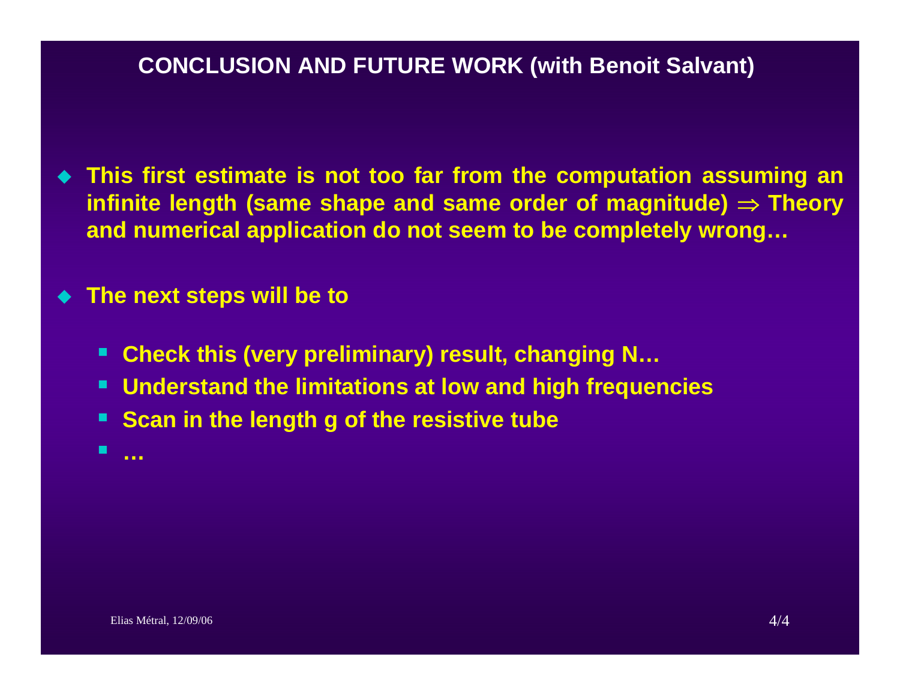# CONCLUSION AND FUTURE WORK (with Benoit Salvant)

- **This first estimate is not too far from the computation assuming an infinite length (same shape and same order of magnitude) $\Rightarrow$ Theory and numerical application do not seem to be completely wrong…**

- **The next steps will be to**
  - **Check this (very preliminary) result, changing N…**
  - **Understand the limitations at low and high frequencies**
  - **Scan in the length g of the resistive tube**
  - **…**

Elias Métral, 12/09/06